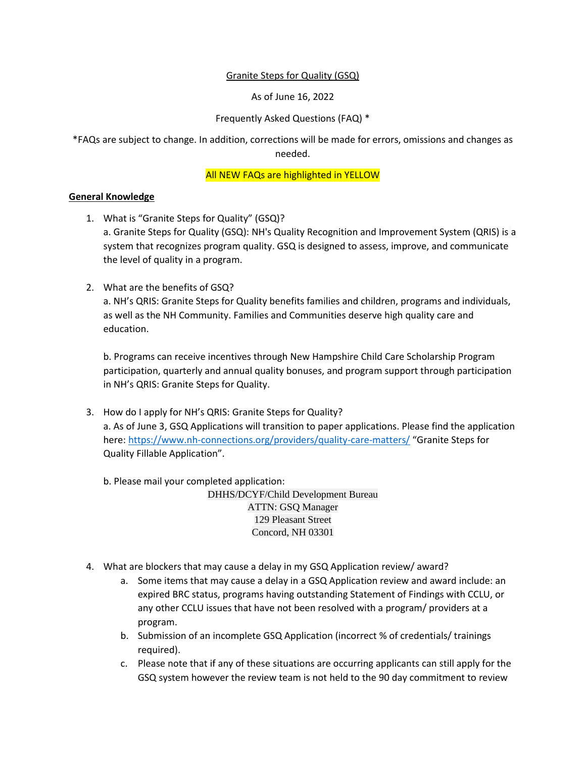Granite Steps for Quality (GSQ)

As of June 16, 2022

Frequently Asked Questions (FAQ) *

*FAQs are subject to change. In addition, corrections will be made for errors, omissions and changes as needed.

All NEW FAQs are highlighted in YELLOW

## General Knowledge

1. What is "Granite Steps for Quality" (GSQ)?
   a. Granite Steps for Quality (GSQ): NH's Quality Recognition and Improvement System (QRIS) is a system that recognizes program quality. GSQ is designed to assess, improve, and communicate the level of quality in a program.

2. What are the benefits of GSQ?
   a. NH's QRIS: Granite Steps for Quality benefits families and children, programs and individuals, as well as the NH Community. Families and Communities deserve high quality care and education.

   b. Programs can receive incentives through New Hampshire Child Care Scholarship Program participation, quarterly and annual quality bonuses, and program support through participation in NH's QRIS: Granite Steps for Quality.

3. How do I apply for NH's QRIS: Granite Steps for Quality?
   a. As of June 3, GSQ Applications will transition to paper applications. Please find the application here: https://www.nh-connections.org/providers/quality-care-matters/ "Granite Steps for Quality Fillable Application".

   b. Please mail your completed application:

   DHHS/DCYF/Child Development Bureau
   ATTN: GSQ Manager
   129 Pleasant Street
   Concord, NH 03301

4. What are blockers that may cause a delay in my GSQ Application review/ award?
   a. Some items that may cause a delay in a GSQ Application review and award include: an expired BRC status, programs having outstanding Statement of Findings with CCLU, or any other CCLU issues that have not been resolved with a program/ providers at a program.
   b. Submission of an incomplete GSQ Application (incorrect % of credentials/ trainings required).
   c. Please note that if any of these situations are occurring applicants can still apply for the GSQ system however the review team is not held to the 90 day commitment to review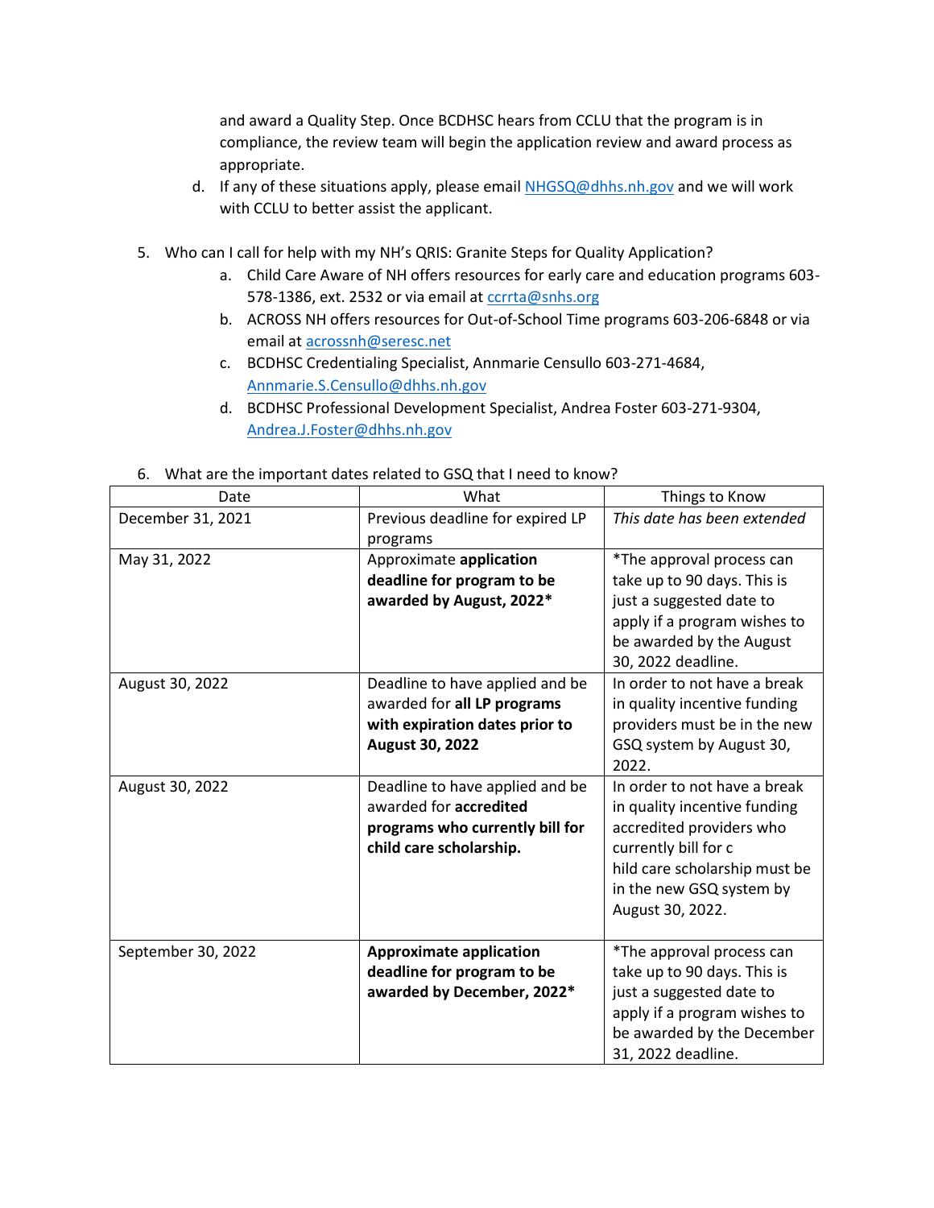and award a Quality Step. Once BCDHSC hears from CCLU that the program is in compliance, the review team will begin the application review and award process as appropriate.

   d. If any of these situations apply, please email NHGSQ@dhhs.nh.gov and we will work with CCLU to better assist the applicant.

5. Who can I call for help with my NH's QRIS: Granite Steps for Quality Application?
   a. Child Care Aware of NH offers resources for early care and education programs 603-578-1386, ext. 2532 or via email at ccrrta@snhs.org
   b. ACROSS NH offers resources for Out-of-School Time programs 603-206-6848 or via email at acrossnh@seresc.net
   c. BCDHSC Credentialing Specialist, Annmarie Censullo 603-271-4684, Annmarie.S.Censullo@dhhs.nh.gov
   d. BCDHSC Professional Development Specialist, Andrea Foster 603-271-9304, Andrea.J.Foster@dhhs.nh.gov

6. What are the important dates related to GSQ that I need to know?

| Date | What | Things to Know |
|---|---|---|
| December 31, 2021 | Previous deadline for expired LP programs | *This date has been extended* |
| May 31, 2022 | Approximate **application deadline for program to be awarded by August, 2022*** | *The approval process can take up to 90 days. This is just a suggested date to apply if a program wishes to be awarded by the August 30, 2022 deadline. |
| August 30, 2022 | Deadline to have applied and be awarded for **all LP programs with expiration dates prior to August 30, 2022** | In order to not have a break in quality incentive funding providers must be in the new GSQ system by August 30, 2022. |
| August 30, 2022 | Deadline to have applied and be awarded for **accredited programs who currently bill for child care scholarship.** | In order to not have a break in quality incentive funding accredited providers who currently bill for c hild care scholarship must be in the new GSQ system by August 30, 2022. |
| September 30, 2022 | **Approximate application deadline for program to be awarded by December, 2022*** | *The approval process can take up to 90 days. This is just a suggested date to apply if a program wishes to be awarded by the December 31, 2022 deadline. |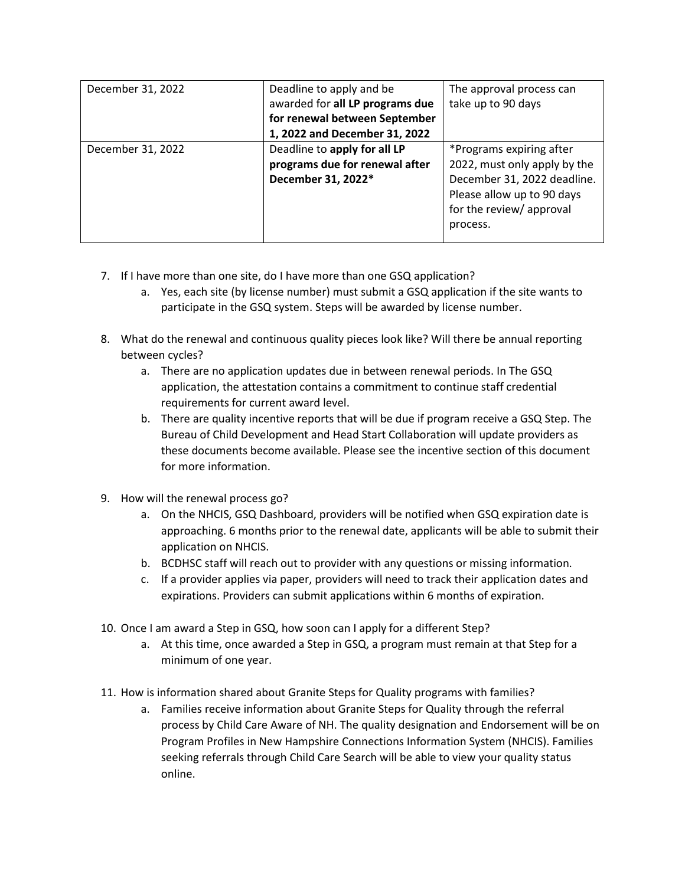| | | |
|---|---|---|
| December 31, 2022 | Deadline to apply and be awarded for **all LP programs due for renewal between September 1, 2022 and December 31, 2022** | The approval process can take up to 90 days |
| December 31, 2022 | Deadline to **apply for all LP programs due for renewal after December 31, 2022*** | *Programs expiring after 2022, must only apply by the December 31, 2022 deadline. Please allow up to 90 days for the review/ approval process. |

7. If I have more than one site, do I have more than one GSQ application?
    a. Yes, each site (by license number) must submit a GSQ application if the site wants to participate in the GSQ system. Steps will be awarded by license number.

8. What do the renewal and continuous quality pieces look like? Will there be annual reporting between cycles?
    a. There are no application updates due in between renewal periods. In The GSQ application, the attestation contains a commitment to continue staff credential requirements for current award level.
    b. There are quality incentive reports that will be due if program receive a GSQ Step. The Bureau of Child Development and Head Start Collaboration will update providers as these documents become available. Please see the incentive section of this document for more information.

9. How will the renewal process go?
    a. On the NHCIS, GSQ Dashboard, providers will be notified when GSQ expiration date is approaching. 6 months prior to the renewal date, applicants will be able to submit their application on NHCIS.
    b. BCDHSC staff will reach out to provider with any questions or missing information.
    c. If a provider applies via paper, providers will need to track their application dates and expirations. Providers can submit applications within 6 months of expiration.

10. Once I am award a Step in GSQ, how soon can I apply for a different Step?
    a. At this time, once awarded a Step in GSQ, a program must remain at that Step for a minimum of one year.

11. How is information shared about Granite Steps for Quality programs with families?
    a. Families receive information about Granite Steps for Quality through the referral process by Child Care Aware of NH. The quality designation and Endorsement will be on Program Profiles in New Hampshire Connections Information System (NHCIS). Families seeking referrals through Child Care Search will be able to view your quality status online.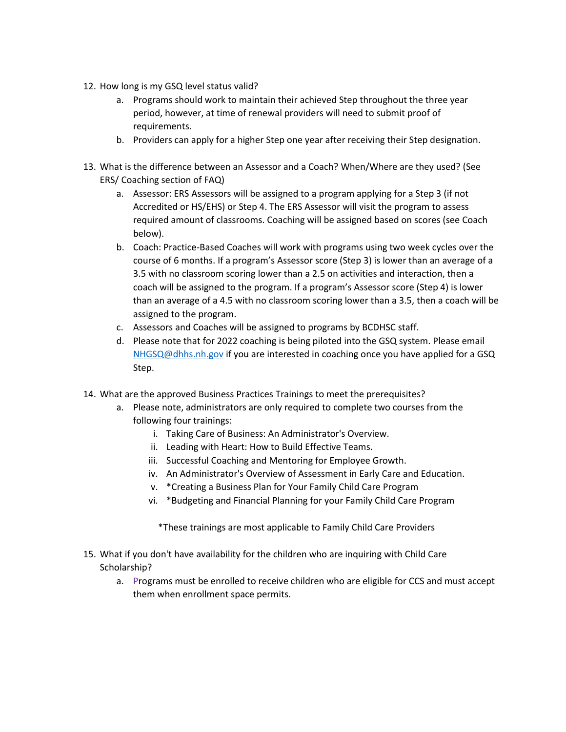12. How long is my GSQ level status valid?
    a. Programs should work to maintain their achieved Step throughout the three year period, however, at time of renewal providers will need to submit proof of requirements.
    b. Providers can apply for a higher Step one year after receiving their Step designation.

13. What is the difference between an Assessor and a Coach? When/Where are they used? (See ERS/ Coaching section of FAQ)
    a. Assessor: ERS Assessors will be assigned to a program applying for a Step 3 (if not Accredited or HS/EHS) or Step 4. The ERS Assessor will visit the program to assess required amount of classrooms. Coaching will be assigned based on scores (see Coach below).
    b. Coach: Practice-Based Coaches will work with programs using two week cycles over the course of 6 months. If a program's Assessor score (Step 3) is lower than an average of a 3.5 with no classroom scoring lower than a 2.5 on activities and interaction, then a coach will be assigned to the program. If a program's Assessor score (Step 4) is lower than an average of a 4.5 with no classroom scoring lower than a 3.5, then a coach will be assigned to the program.
    c. Assessors and Coaches will be assigned to programs by BCDHSC staff.
    d. Please note that for 2022 coaching is being piloted into the GSQ system. Please email NHGSQ@dhhs.nh.gov if you are interested in coaching once you have applied for a GSQ Step.

14. What are the approved Business Practices Trainings to meet the prerequisites?
    a. Please note, administrators are only required to complete two courses from the following four trainings:
        i. Taking Care of Business: An Administrator's Overview.
        ii. Leading with Heart: How to Build Effective Teams.
        iii. Successful Coaching and Mentoring for Employee Growth.
        iv. An Administrator's Overview of Assessment in Early Care and Education.
        v. *Creating a Business Plan for Your Family Child Care Program
        vi. *Budgeting and Financial Planning for your Family Child Care Program

    *These trainings are most applicable to Family Child Care Providers

15. What if you don't have availability for the children who are inquiring with Child Care Scholarship?
    a. Programs must be enrolled to receive children who are eligible for CCS and must accept them when enrollment space permits.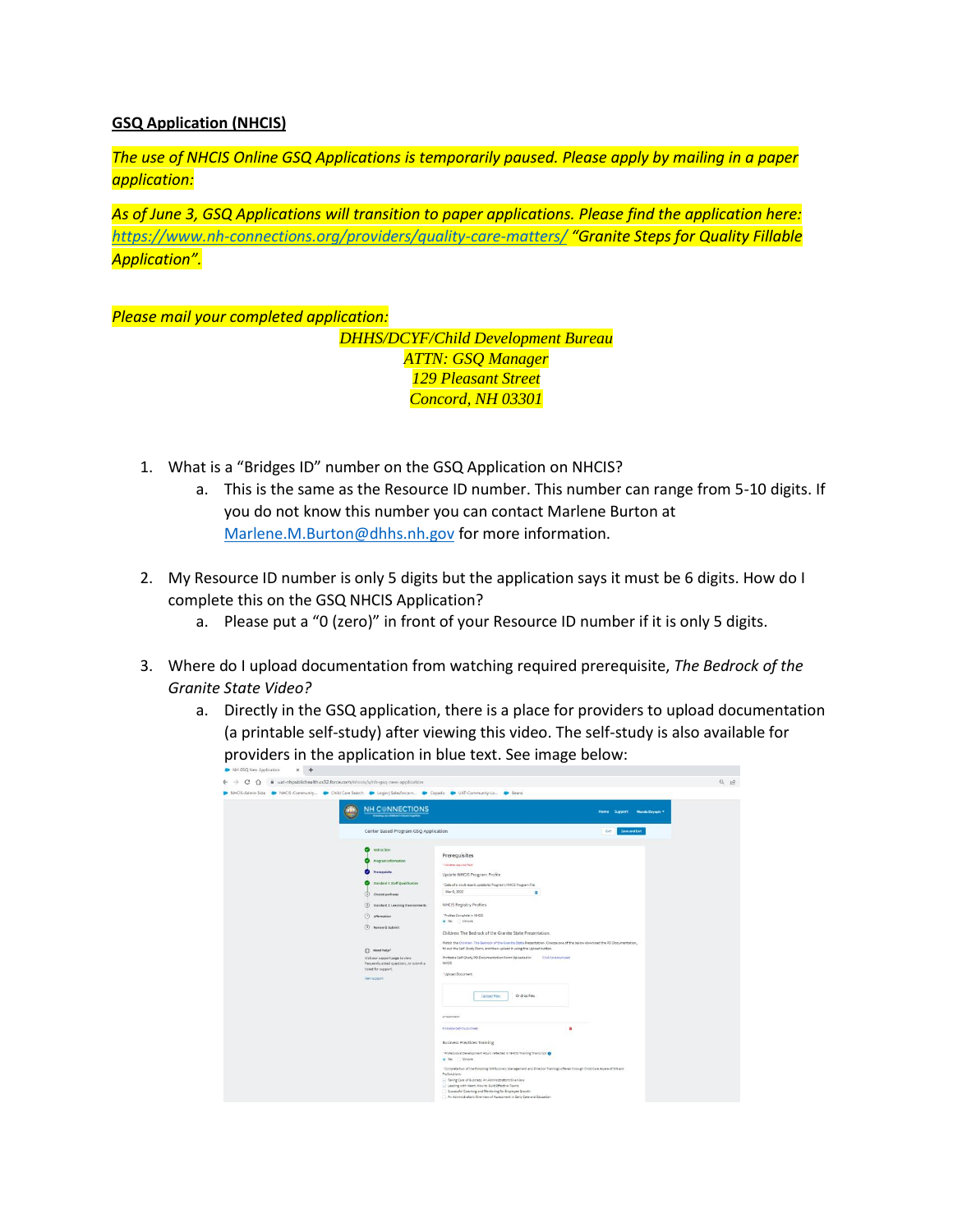**GSQ Application (NHCIS)**

*The use of NHCIS Online GSQ Applications is temporarily paused. Please apply by mailing in a paper application:*

*As of June 3, GSQ Applications will transition to paper applications. Please find the application here: https://www.nh-connections.org/providers/quality-care-matters/ "Granite Steps for Quality Fillable Application".*

*Please mail your completed application:*

*DHHS/DCYF/Child Development Bureau*
*ATTN: GSQ Manager*
*129 Pleasant Street*
*Concord, NH 03301*

1. What is a "Bridges ID" number on the GSQ Application on NHCIS?
   a. This is the same as the Resource ID number. This number can range from 5-10 digits. If you do not know this number you can contact Marlene Burton at Marlene.M.Burton@dhhs.nh.gov for more information.

2. My Resource ID number is only 5 digits but the application says it must be 6 digits. How do I complete this on the GSQ NHCIS Application?
   a. Please put a "0 (zero)" in front of your Resource ID number if it is only 5 digits.

3. Where do I upload documentation from watching required prerequisite, *The Bedrock of the Granite State Video?*
   a. Directly in the GSQ application, there is a place for providers to upload documentation (a printable self-study) after viewing this video. The self-study is also available for providers in the application in blue text. See image below: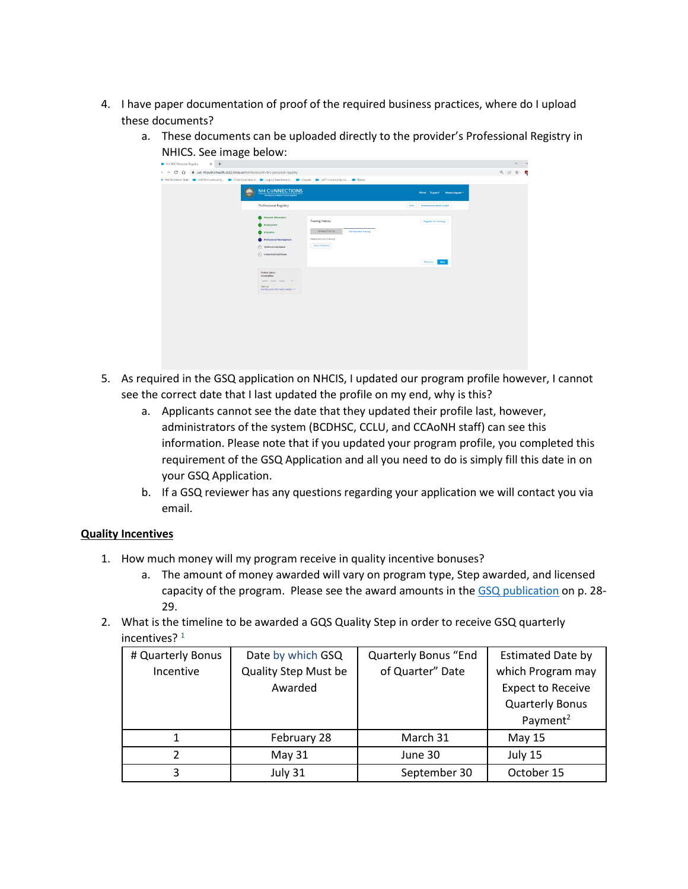4. I have paper documentation of proof of the required business practices, where do I upload these documents?
    a. These documents can be uploaded directly to the provider's Professional Registry in NHICS. See image below:

5. As required in the GSQ application on NHCIS, I updated our program profile however, I cannot see the correct date that I last updated the profile on my end, why is this?
    a. Applicants cannot see the date that they updated their profile last, however, administrators of the system (BCDHSC, CCLU, and CCAoNH staff) can see this information. Please note that if you updated your program profile, you completed this requirement of the GSQ Application and all you need to do is simply fill this date in on your GSQ Application.
    b. If a GSQ reviewer has any questions regarding your application we will contact you via email.

**Quality Incentives**

1. How much money will my program receive in quality incentive bonuses?
    a. The amount of money awarded will vary on program type, Step awarded, and licensed capacity of the program. Please see the award amounts in the GSQ publication on p. 28-29.
2. What is the timeline to be awarded a GQS Quality Step in order to receive GSQ quarterly incentives? [1]

| # Quarterly Bonus Incentive | Date by which GSQ Quality Step Must be Awarded | Quarterly Bonus "End of Quarter" Date | Estimated Date by which Program may Expect to Receive Quarterly Bonus Payment[2] |
|---|---|---|---|
| 1 | February 28 | March 31 | May 15 |
| 2 | May 31 | June 30 | July 15 |
| 3 | July 31 | September 30 | October 15 |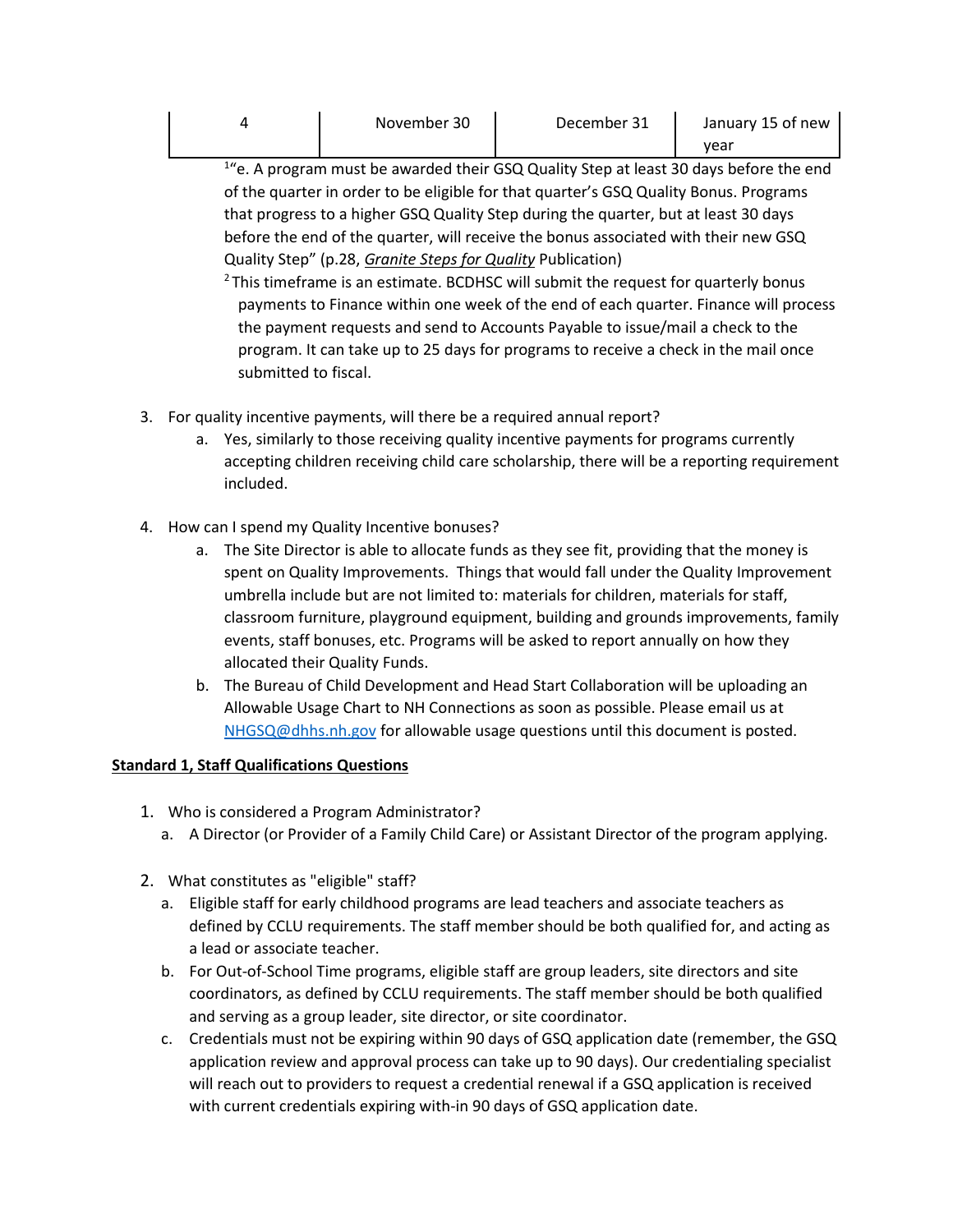| 4 | November 30 | December 31 | January 15 of new year |
|---|---|---|---|

[1]"e. A program must be awarded their GSQ Quality Step at least 30 days before the end of the quarter in order to be eligible for that quarter's GSQ Quality Bonus. Programs that progress to a higher GSQ Quality Step during the quarter, but at least 30 days before the end of the quarter, will receive the bonus associated with their new GSQ Quality Step" (p.28, *Granite Steps for Quality* Publication)

[2] This timeframe is an estimate. BCDHSC will submit the request for quarterly bonus payments to Finance within one week of the end of each quarter. Finance will process the payment requests and send to Accounts Payable to issue/mail a check to the program. It can take up to 25 days for programs to receive a check in the mail once submitted to fiscal.

3. For quality incentive payments, will there be a required annual report?
   a. Yes, similarly to those receiving quality incentive payments for programs currently accepting children receiving child care scholarship, there will be a reporting requirement included.

4. How can I spend my Quality Incentive bonuses?
   a. The Site Director is able to allocate funds as they see fit, providing that the money is spent on Quality Improvements. Things that would fall under the Quality Improvement umbrella include but are not limited to: materials for children, materials for staff, classroom furniture, playground equipment, building and grounds improvements, family events, staff bonuses, etc. Programs will be asked to report annually on how they allocated their Quality Funds.
   b. The Bureau of Child Development and Head Start Collaboration will be uploading an Allowable Usage Chart to NH Connections as soon as possible. Please email us at NHGSQ@dhhs.nh.gov for allowable usage questions until this document is posted.

**Standard 1, Staff Qualifications Questions**

1. Who is considered a Program Administrator?
   a. A Director (or Provider of a Family Child Care) or Assistant Director of the program applying.

2. What constitutes as "eligible" staff?
   a. Eligible staff for early childhood programs are lead teachers and associate teachers as defined by CCLU requirements. The staff member should be both qualified for, and acting as a lead or associate teacher.
   b. For Out-of-School Time programs, eligible staff are group leaders, site directors and site coordinators, as defined by CCLU requirements. The staff member should be both qualified and serving as a group leader, site director, or site coordinator.
   c. Credentials must not be expiring within 90 days of GSQ application date (remember, the GSQ application review and approval process can take up to 90 days). Our credentialing specialist will reach out to providers to request a credential renewal if a GSQ application is received with current credentials expiring with-in 90 days of GSQ application date.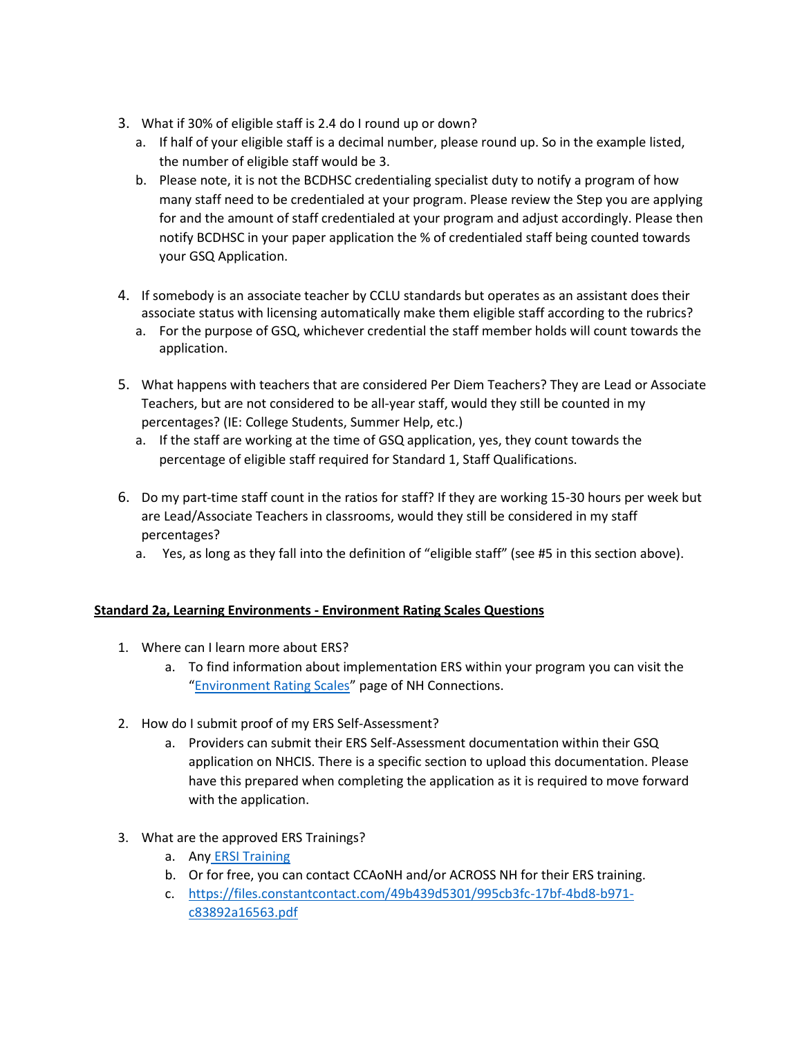3. What if 30% of eligible staff is 2.4 do I round up or down?
   a. If half of your eligible staff is a decimal number, please round up. So in the example listed, the number of eligible staff would be 3.
   b. Please note, it is not the BCDHSC credentialing specialist duty to notify a program of how many staff need to be credentialed at your program. Please review the Step you are applying for and the amount of staff credentialed at your program and adjust accordingly. Please then notify BCDHSC in your paper application the % of credentialed staff being counted towards your GSQ Application.

4. If somebody is an associate teacher by CCLU standards but operates as an assistant does their associate status with licensing automatically make them eligible staff according to the rubrics?
   a. For the purpose of GSQ, whichever credential the staff member holds will count towards the application.

5. What happens with teachers that are considered Per Diem Teachers? They are Lead or Associate Teachers, but are not considered to be all-year staff, would they still be counted in my percentages? (IE: College Students, Summer Help, etc.)
   a. If the staff are working at the time of GSQ application, yes, they count towards the percentage of eligible staff required for Standard 1, Staff Qualifications.

6. Do my part-time staff count in the ratios for staff? If they are working 15-30 hours per week but are Lead/Associate Teachers in classrooms, would they still be considered in my staff percentages?
   a. Yes, as long as they fall into the definition of "eligible staff" (see #5 in this section above).

**Standard 2a, Learning Environments - Environment Rating Scales Questions**

1. Where can I learn more about ERS?
   a. To find information about implementation ERS within your program you can visit the "[Environment Rating Scales]" page of NH Connections.

2. How do I submit proof of my ERS Self-Assessment?
   a. Providers can submit their ERS Self-Assessment documentation within their GSQ application on NHCIS. There is a specific section to upload this documentation. Please have this prepared when completing the application as it is required to move forward with the application.

3. What are the approved ERS Trainings?
   a. Any [ERSI Training]
   b. Or for free, you can contact CCAoNH and/or ACROSS NH for their ERS training.
   c. https://files.constantcontact.com/49b439d5301/995cb3fc-17bf-4bd8-b971-c83892a16563.pdf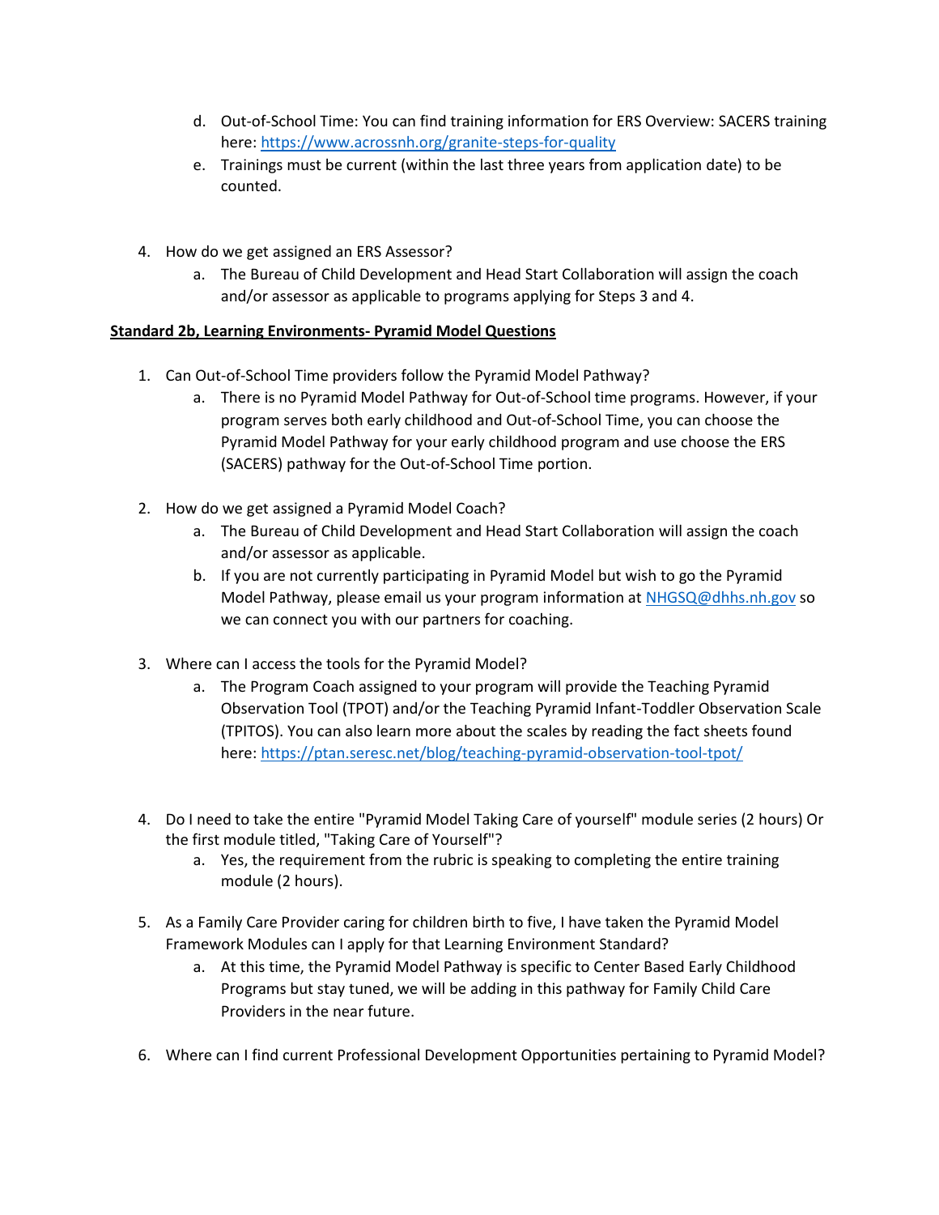d. Out-of-School Time: You can find training information for ERS Overview: SACERS training here: https://www.acrossnh.org/granite-steps-for-quality
e. Trainings must be current (within the last three years from application date) to be counted.

4. How do we get assigned an ERS Assessor?
    a. The Bureau of Child Development and Head Start Collaboration will assign the coach and/or assessor as applicable to programs applying for Steps 3 and 4.

**Standard 2b, Learning Environments- Pyramid Model Questions**

1. Can Out-of-School Time providers follow the Pyramid Model Pathway?
    a. There is no Pyramid Model Pathway for Out-of-School time programs. However, if your program serves both early childhood and Out-of-School Time, you can choose the Pyramid Model Pathway for your early childhood program and use choose the ERS (SACERS) pathway for the Out-of-School Time portion.

2. How do we get assigned a Pyramid Model Coach?
    a. The Bureau of Child Development and Head Start Collaboration will assign the coach and/or assessor as applicable.
    b. If you are not currently participating in Pyramid Model but wish to go the Pyramid Model Pathway, please email us your program information at NHGSQ@dhhs.nh.gov so we can connect you with our partners for coaching.

3. Where can I access the tools for the Pyramid Model?
    a. The Program Coach assigned to your program will provide the Teaching Pyramid Observation Tool (TPOT) and/or the Teaching Pyramid Infant-Toddler Observation Scale (TPITOS). You can also learn more about the scales by reading the fact sheets found here: https://ptan.seresc.net/blog/teaching-pyramid-observation-tool-tpot/

4. Do I need to take the entire "Pyramid Model Taking Care of yourself" module series (2 hours) Or the first module titled, "Taking Care of Yourself"?
    a. Yes, the requirement from the rubric is speaking to completing the entire training module (2 hours).

5. As a Family Care Provider caring for children birth to five, I have taken the Pyramid Model Framework Modules can I apply for that Learning Environment Standard?
    a. At this time, the Pyramid Model Pathway is specific to Center Based Early Childhood Programs but stay tuned, we will be adding in this pathway for Family Child Care Providers in the near future.

6. Where can I find current Professional Development Opportunities pertaining to Pyramid Model?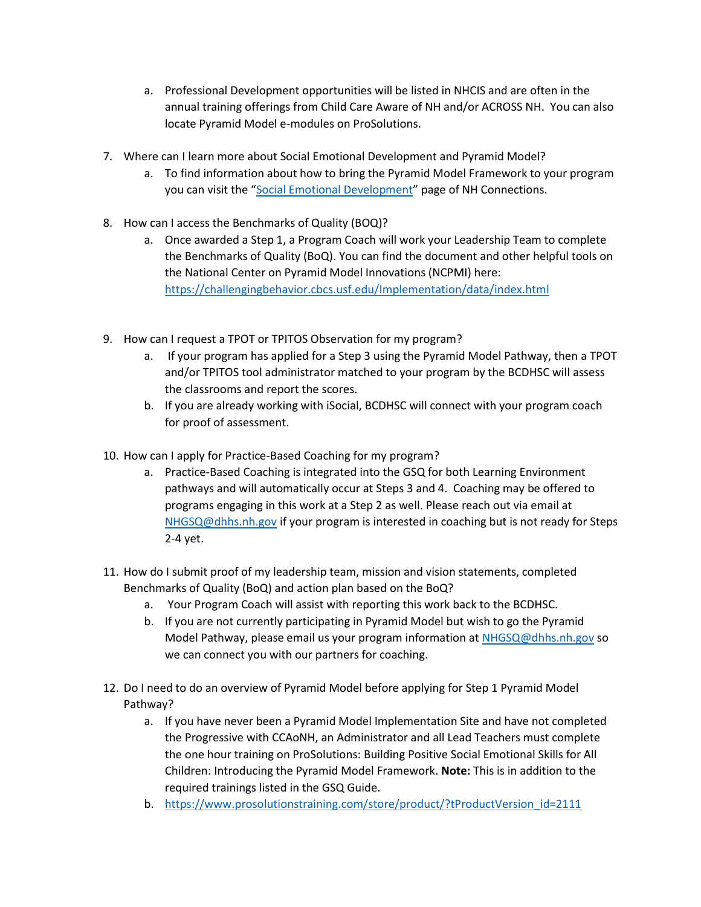a. Professional Development opportunities will be listed in NHCIS and are often in the annual training offerings from Child Care Aware of NH and/or ACROSS NH. You can also locate Pyramid Model e-modules on ProSolutions.

7. Where can I learn more about Social Emotional Development and Pyramid Model?
   a. To find information about how to bring the Pyramid Model Framework to your program you can visit the "Social Emotional Development" page of NH Connections.

8. How can I access the Benchmarks of Quality (BOQ)?
   a. Once awarded a Step 1, a Program Coach will work your Leadership Team to complete the Benchmarks of Quality (BoQ). You can find the document and other helpful tools on the National Center on Pyramid Model Innovations (NCPMI) here: https://challengingbehavior.cbcs.usf.edu/Implementation/data/index.html

9. How can I request a TPOT or TPITOS Observation for my program?
   a. If your program has applied for a Step 3 using the Pyramid Model Pathway, then a TPOT and/or TPITOS tool administrator matched to your program by the BCDHSC will assess the classrooms and report the scores.
   b. If you are already working with iSocial, BCDHSC will connect with your program coach for proof of assessment.

10. How can I apply for Practice-Based Coaching for my program?
    a. Practice-Based Coaching is integrated into the GSQ for both Learning Environment pathways and will automatically occur at Steps 3 and 4. Coaching may be offered to programs engaging in this work at a Step 2 as well. Please reach out via email at NHGSQ@dhhs.nh.gov if your program is interested in coaching but is not ready for Steps 2-4 yet.

11. How do I submit proof of my leadership team, mission and vision statements, completed Benchmarks of Quality (BoQ) and action plan based on the BoQ?
    a. Your Program Coach will assist with reporting this work back to the BCDHSC.
    b. If you are not currently participating in Pyramid Model but wish to go the Pyramid Model Pathway, please email us your program information at NHGSQ@dhhs.nh.gov so we can connect you with our partners for coaching.

12. Do I need to do an overview of Pyramid Model before applying for Step 1 Pyramid Model Pathway?
    a. If you have never been a Pyramid Model Implementation Site and have not completed the Progressive with CCAoNH, an Administrator and all Lead Teachers must complete the one hour training on ProSolutions: Building Positive Social Emotional Skills for All Children: Introducing the Pyramid Model Framework. **Note:** This is in addition to the required trainings listed in the GSQ Guide.
    b. https://www.prosolutionstraining.com/store/product/?tProductVersion_id=2111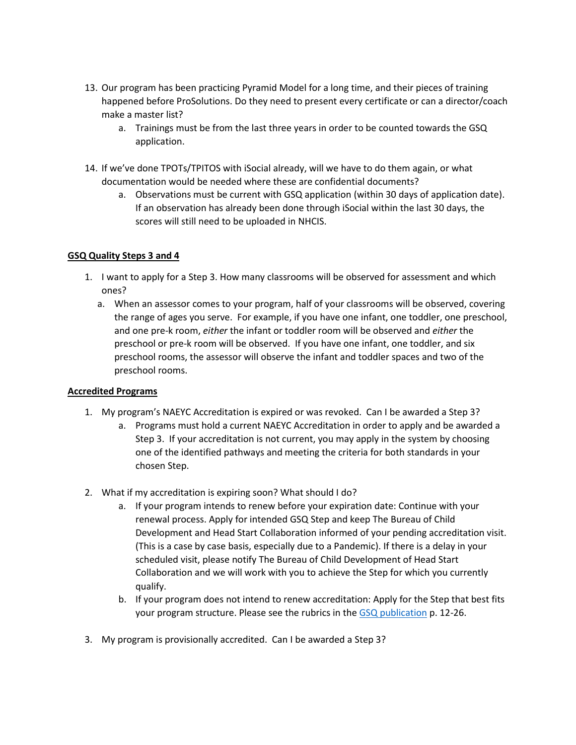13. Our program has been practicing Pyramid Model for a long time, and their pieces of training happened before ProSolutions. Do they need to present every certificate or can a director/coach make a master list?
    a. Trainings must be from the last three years in order to be counted towards the GSQ application.

14. If we've done TPOTs/TPITOS with iSocial already, will we have to do them again, or what documentation would be needed where these are confidential documents?
    a. Observations must be current with GSQ application (within 30 days of application date). If an observation has already been done through iSocial within the last 30 days, the scores will still need to be uploaded in NHCIS.

**GSQ Quality Steps 3 and 4**

1. I want to apply for a Step 3. How many classrooms will be observed for assessment and which ones?
   a. When an assessor comes to your program, half of your classrooms will be observed, covering the range of ages you serve. For example, if you have one infant, one toddler, one preschool, and one pre-k room, *either* the infant or toddler room will be observed and *either* the preschool or pre-k room will be observed. If you have one infant, one toddler, and six preschool rooms, the assessor will observe the infant and toddler spaces and two of the preschool rooms.

**Accredited Programs**

1. My program's NAEYC Accreditation is expired or was revoked. Can I be awarded a Step 3?
   a. Programs must hold a current NAEYC Accreditation in order to apply and be awarded a Step 3. If your accreditation is not current, you may apply in the system by choosing one of the identified pathways and meeting the criteria for both standards in your chosen Step.

2. What if my accreditation is expiring soon? What should I do?
   a. If your program intends to renew before your expiration date: Continue with your renewal process. Apply for intended GSQ Step and keep The Bureau of Child Development and Head Start Collaboration informed of your pending accreditation visit. (This is a case by case basis, especially due to a Pandemic). If there is a delay in your scheduled visit, please notify The Bureau of Child Development of Head Start Collaboration and we will work with you to achieve the Step for which you currently qualify.
   b. If your program does not intend to renew accreditation: Apply for the Step that best fits your program structure. Please see the rubrics in the GSQ publication p. 12-26.

3. My program is provisionally accredited. Can I be awarded a Step 3?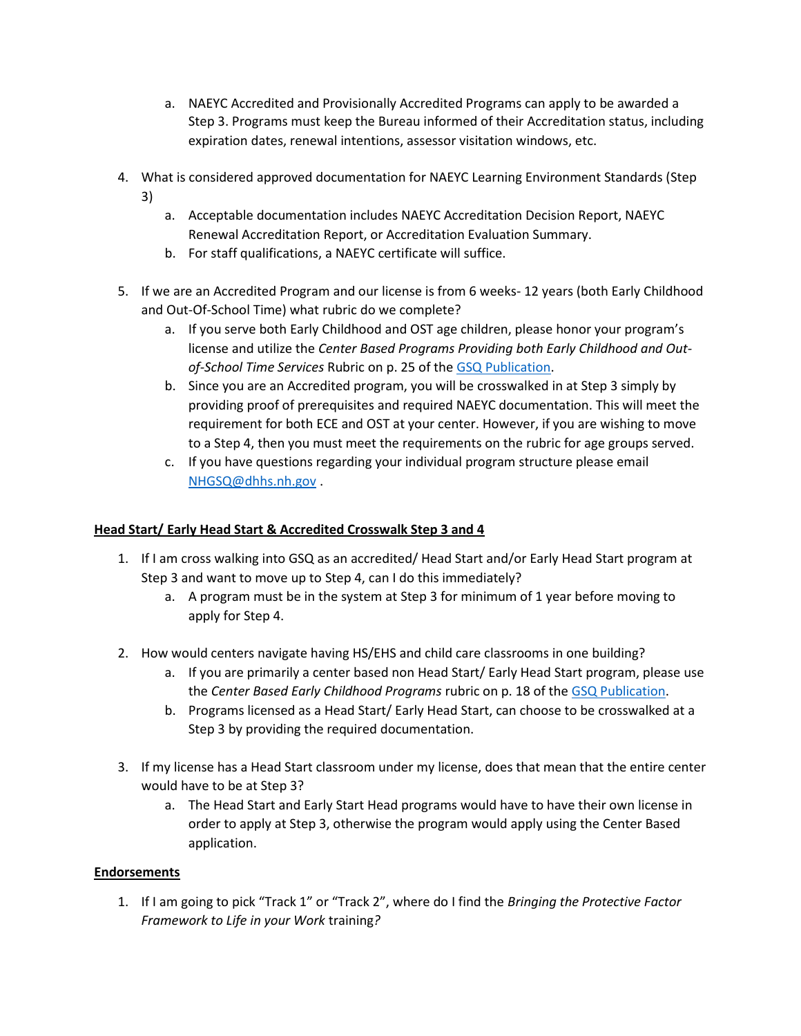a. NAEYC Accredited and Provisionally Accredited Programs can apply to be awarded a Step 3. Programs must keep the Bureau informed of their Accreditation status, including expiration dates, renewal intentions, assessor visitation windows, etc.

4. What is considered approved documentation for NAEYC Learning Environment Standards (Step 3)
   a. Acceptable documentation includes NAEYC Accreditation Decision Report, NAEYC Renewal Accreditation Report, or Accreditation Evaluation Summary.
   b. For staff qualifications, a NAEYC certificate will suffice.

5. If we are an Accredited Program and our license is from 6 weeks- 12 years (both Early Childhood and Out-Of-School Time) what rubric do we complete?
   a. If you serve both Early Childhood and OST age children, please honor your program's license and utilize the *Center Based Programs Providing both Early Childhood and Out-of-School Time Services* Rubric on p. 25 of the GSQ Publication.
   b. Since you are an Accredited program, you will be crosswalked in at Step 3 simply by providing proof of prerequisites and required NAEYC documentation. This will meet the requirement for both ECE and OST at your center. However, if you are wishing to move to a Step 4, then you must meet the requirements on the rubric for age groups served.
   c. If you have questions regarding your individual program structure please email NHGSQ@dhhs.nh.gov .

**Head Start/ Early Head Start & Accredited Crosswalk Step 3 and 4**

1. If I am cross walking into GSQ as an accredited/ Head Start and/or Early Head Start program at Step 3 and want to move up to Step 4, can I do this immediately?
   a. A program must be in the system at Step 3 for minimum of 1 year before moving to apply for Step 4.

2. How would centers navigate having HS/EHS and child care classrooms in one building?
   a. If you are primarily a center based non Head Start/ Early Head Start program, please use the *Center Based Early Childhood Programs* rubric on p. 18 of the GSQ Publication.
   b. Programs licensed as a Head Start/ Early Head Start, can choose to be crosswalked at a Step 3 by providing the required documentation.

3. If my license has a Head Start classroom under my license, does that mean that the entire center would have to be at Step 3?
   a. The Head Start and Early Start Head programs would have to have their own license in order to apply at Step 3, otherwise the program would apply using the Center Based application.

**Endorsements**

1. If I am going to pick "Track 1" or "Track 2", where do I find the *Bringing the Protective Factor Framework to Life in your Work* training*?*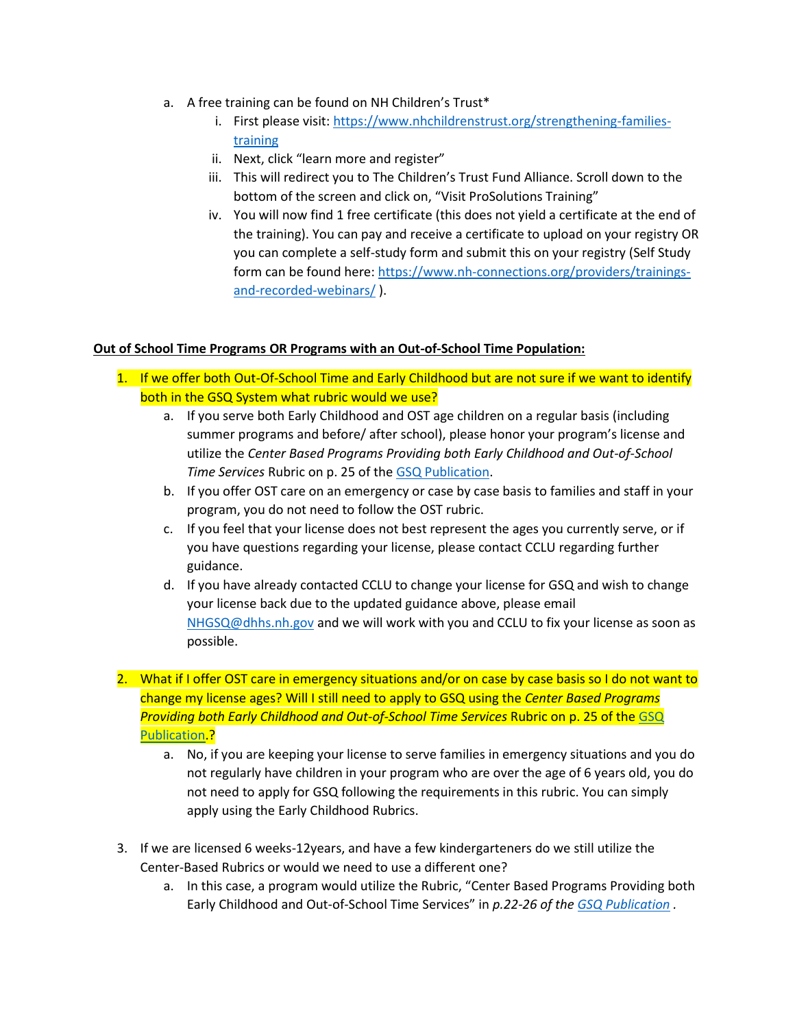a. A free training can be found on NH Children's Trust*
      i. First please visit: [https://www.nhchildrenstrust.org/strengthening-families-training](https://www.nhchildrenstrust.org/strengthening-families-training)
      ii. Next, click "learn more and register"
      iii. This will redirect you to The Children's Trust Fund Alliance. Scroll down to the bottom of the screen and click on, "Visit ProSolutions Training"
      iv. You will now find 1 free certificate (this does not yield a certificate at the end of the training). You can pay and receive a certificate to upload on your registry OR you can complete a self-study form and submit this on your registry (Self Study form can be found here: [https://www.nh-connections.org/providers/trainings-and-recorded-webinars/](https://www.nh-connections.org/providers/trainings-and-recorded-webinars/) ).

**Out of School Time Programs OR Programs with an Out-of-School Time Population:**

1. If we offer both Out-Of-School Time and Early Childhood but are not sure if we want to identify both in the GSQ System what rubric would we use?
   a. If you serve both Early Childhood and OST age children on a regular basis (including summer programs and before/ after school), please honor your program's license and utilize the *Center Based Programs Providing both Early Childhood and Out-of-School Time Services* Rubric on p. 25 of the GSQ Publication.
   b. If you offer OST care on an emergency or case by case basis to families and staff in your program, you do not need to follow the OST rubric.
   c. If you feel that your license does not best represent the ages you currently serve, or if you have questions regarding your license, please contact CCLU regarding further guidance.
   d. If you have already contacted CCLU to change your license for GSQ and wish to change your license back due to the updated guidance above, please email NHGSQ@dhhs.nh.gov and we will work with you and CCLU to fix your license as soon as possible.

2. What if I offer OST care in emergency situations and/or on case by case basis so I do not want to change my license ages? Will I still need to apply to GSQ using the *Center Based Programs Providing both Early Childhood and Out-of-School Time Services* Rubric on p. 25 of the GSQ Publication.?
   a. No, if you are keeping your license to serve families in emergency situations and you do not regularly have children in your program who are over the age of 6 years old, you do not need to apply for GSQ following the requirements in this rubric. You can simply apply using the Early Childhood Rubrics.

3. If we are licensed 6 weeks-12years, and have a few kindergarteners do we still utilize the Center-Based Rubrics or would we need to use a different one?
   a. In this case, a program would utilize the Rubric, "Center Based Programs Providing both Early Childhood and Out-of-School Time Services" in *p.22-26 of the GSQ Publication* .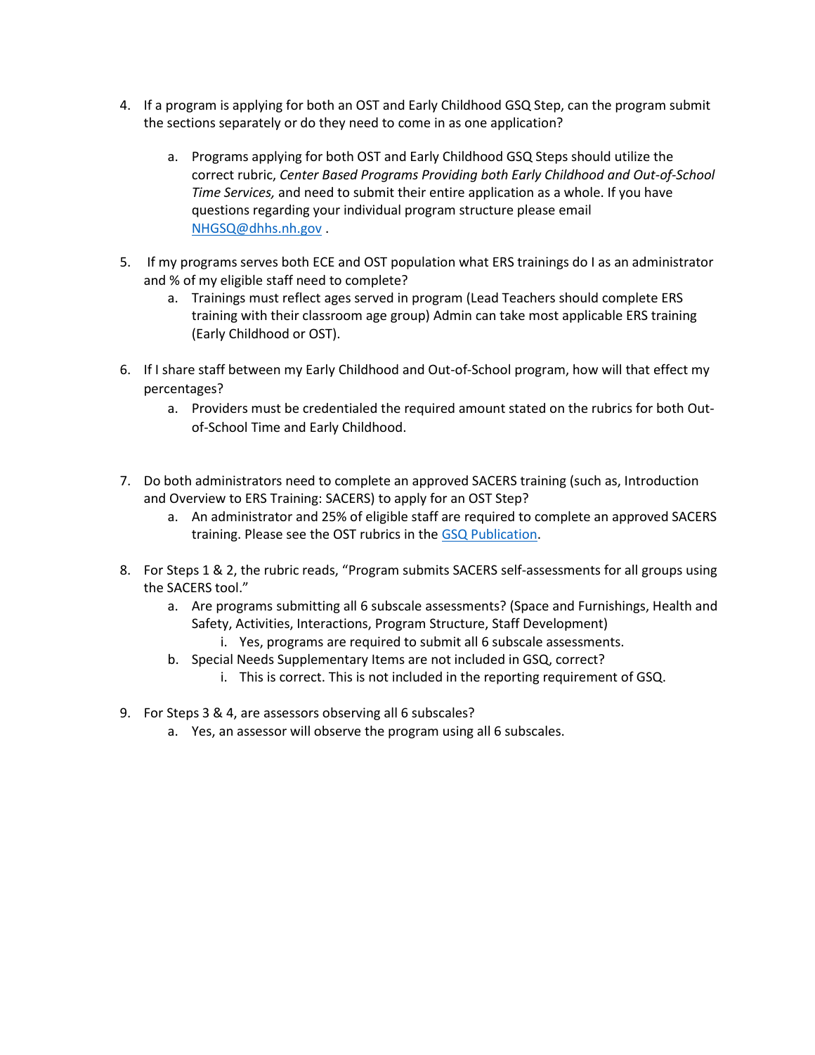4. If a program is applying for both an OST and Early Childhood GSQ Step, can the program submit the sections separately or do they need to come in as one application?

    a. Programs applying for both OST and Early Childhood GSQ Steps should utilize the correct rubric, *Center Based Programs Providing both Early Childhood and Out-of-School Time Services,* and need to submit their entire application as a whole. If you have questions regarding your individual program structure please email [NHGSQ@dhhs.nh.gov](mailto:NHGSQ@dhhs.nh.gov) .

5. If my programs serves both ECE and OST population what ERS trainings do I as an administrator and % of my eligible staff need to complete?
    a. Trainings must reflect ages served in program (Lead Teachers should complete ERS training with their classroom age group) Admin can take most applicable ERS training (Early Childhood or OST).

6. If I share staff between my Early Childhood and Out-of-School program, how will that effect my percentages?
    a. Providers must be credentialed the required amount stated on the rubrics for both Out-of-School Time and Early Childhood.

7. Do both administrators need to complete an approved SACERS training (such as, Introduction and Overview to ERS Training: SACERS) to apply for an OST Step?
    a. An administrator and 25% of eligible staff are required to complete an approved SACERS training. Please see the OST rubrics in the GSQ Publication.

8. For Steps 1 & 2, the rubric reads, "Program submits SACERS self-assessments for all groups using the SACERS tool."
    a. Are programs submitting all 6 subscale assessments? (Space and Furnishings, Health and Safety, Activities, Interactions, Program Structure, Staff Development)
        i. Yes, programs are required to submit all 6 subscale assessments.
    b. Special Needs Supplementary Items are not included in GSQ, correct?
        i. This is correct. This is not included in the reporting requirement of GSQ.

9. For Steps 3 & 4, are assessors observing all 6 subscales?
    a. Yes, an assessor will observe the program using all 6 subscales.